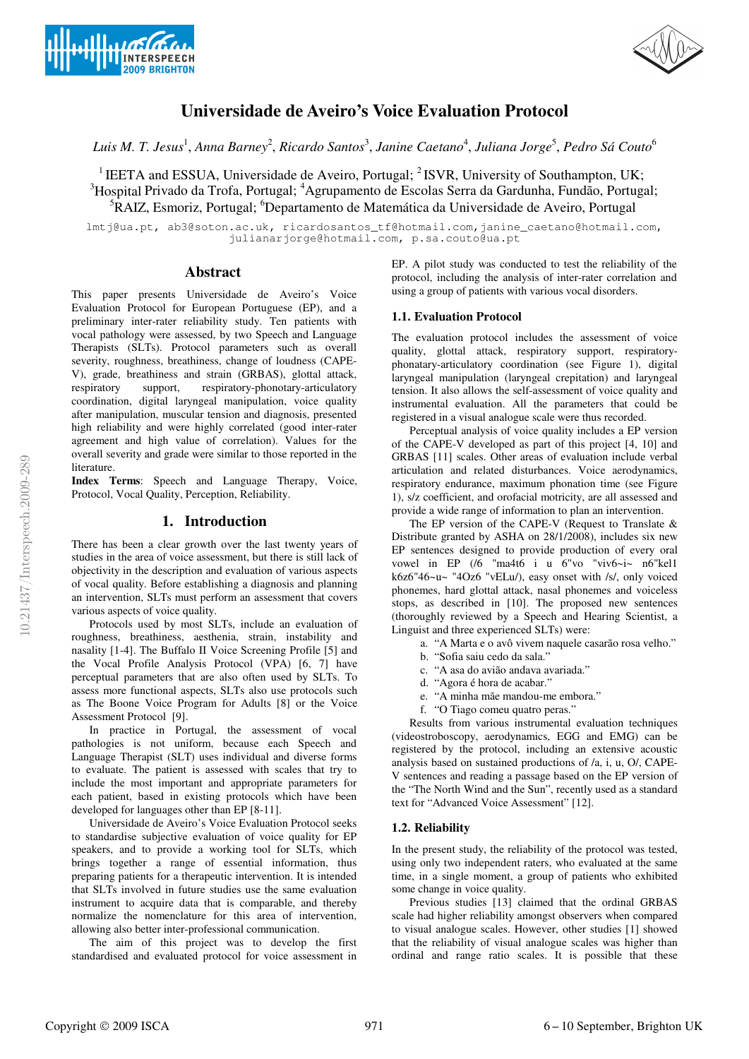# Universidade de Aveiro's Voice Evaluation Protocol

*Luis M. T. Jesus*[1], *Anna Barney*[2], *Ricardo Santos*[3], *Janine Caetano*[4], *Juliana Jorge*[5], *Pedro Sá Couto*[6]

[1] IEETA and ESSUA, Universidade de Aveiro, Portugal; [2] ISVR, University of Southampton, UK;
[3]Hospital Privado da Trofa, Portugal; [4]Agrupamento de Escolas Serra da Gardunha, Fundão, Portugal;
[5]RAIZ, Esmoriz, Portugal; [6]Departamento de Matemática da Universidade de Aveiro, Portugal

lmtj@ua.pt, ab3@soton.ac.uk, ricardosantos_tf@hotmail.com, janine_caetano@hotmail.com, julianarjorge@hotmail.com, p.sa.couto@ua.pt

## Abstract

This paper presents Universidade de Aveiro's Voice Evaluation Protocol for European Portuguese (EP), and a preliminary inter-rater reliability study. Ten patients with vocal pathology were assessed, by two Speech and Language Therapists (SLTs). Protocol parameters such as overall severity, roughness, breathiness, change of loudness (CAPE-V), grade, breathiness and strain (GRBAS), glottal attack, respiratory support, respiratory-phonatory-articulatory coordination, digital laryngeal manipulation, voice quality after manipulation, muscular tension and diagnosis, presented high reliability and were highly correlated (good inter-rater agreement and high value of correlation). Values for the overall severity and grade were similar to those reported in the literature.

**Index Terms**: Speech and Language Therapy, Voice, Protocol, Vocal Quality, Perception, Reliability.

## 1. Introduction

There has been a clear growth over the last twenty years of studies in the area of voice assessment, but there is still lack of objectivity in the description and evaluation of various aspects of vocal quality. Before establishing a diagnosis and planning an intervention, SLTs must perform an assessment that covers various aspects of voice quality.

Protocols used by most SLTs, include an evaluation of roughness, breathiness, aesthenia, strain, instability and nasality [1-4]. The Buffalo II Voice Screening Profile [5] and the Vocal Profile Analysis Protocol (VPA) [6, 7] have perceptual parameters that are also often used by SLTs. To assess more functional aspects, SLTs also use protocols such as The Boone Voice Program for Adults [8] or the Voice Assessment Protocol [9].

In practice in Portugal, the assessment of vocal pathologies is not uniform, because each Speech and Language Therapist (SLT) uses individual and diverse forms to evaluate. The patient is assessed with scales that try to include the most important and appropriate parameters for each patient, based in existing protocols which have been developed for languages other than EP [8-11].

Universidade de Aveiro's Voice Evaluation Protocol seeks to standardise subjective evaluation of voice quality for EP speakers, and to provide a working tool for SLTs, which brings together a range of essential information, thus preparing patients for a therapeutic intervention. It is intended that SLTs involved in future studies use the same evaluation instrument to acquire data that is comparable, and thereby normalize the nomenclature for this area of intervention, allowing also better inter-professional communication.

The aim of this project was to develop the first standardised and evaluated protocol for voice assessment in EP. A pilot study was conducted to test the reliability of the protocol, including the analysis of inter-rater correlation and using a group of patients with various vocal disorders.

### 1.1. Evaluation Protocol

The evaluation protocol includes the assessment of voice quality, glottal attack, respiratory support, respiratory-phonatary-articulatory coordination (see Figure 1), digital laryngeal manipulation (laryngeal crepitation) and laryngeal tension. It also allows the self-assessment of voice quality and instrumental evaluation. All the parameters that could be registered in a visual analogue scale were thus recorded.

Perceptual analysis of voice quality includes a EP version of the CAPE-V developed as part of this project [4, 10] and GRBAS [11] scales. Other areas of evaluation include verbal articulation and related disturbances. Voice aerodynamics, respiratory endurance, maximum phonation time (see Figure 1), s/z coefficient, and orofacial motricity, are all assessed and provide a wide range of information to plan an intervention.

The EP version of the CAPE-V (Request to Translate & Distribute granted by ASHA on 28/1/2008), includes six new EP sentences designed to provide production of every oral vowel in EP (/6 "ma4t6 i u 6"vo "viv6~i~ n6"kel1 k6z6"46~u~ "4Oz6 "vELu/), easy onset with /s/, only voiced phonemes, hard glottal attack, nasal phonemes and voiceless stops, as described in [10]. The proposed new sentences (thoroughly reviewed by a Speech and Hearing Scientist, a Linguist and three experienced SLTs) were:

a. "A Marta e o avô vivem naquele casarão rosa velho."
b. "Sofia saiu cedo da sala."
c. "A asa do avião andava avariada."
d. "Agora é hora de acabar."
e. "A minha mãe mandou-me embora."
f. "O Tiago comeu quatro peras."

Results from various instrumental evaluation techniques (videostroboscopy, aerodynamics, EGG and EMG) can be registered by the protocol, including an extensive acoustic analysis based on sustained productions of /a, i, u, O/, CAPE-V sentences and reading a passage based on the EP version of the "The North Wind and the Sun", recently used as a standard text for "Advanced Voice Assessment" [12].

### 1.2. Reliability

In the present study, the reliability of the protocol was tested, using only two independent raters, who evaluated at the same time, in a single moment, a group of patients who exhibited some change in voice quality.

Previous studies [13] claimed that the ordinal GRBAS scale had higher reliability amongst observers when compared to visual analogue scales. However, other studies [1] showed that the reliability of visual analogue scales was higher than ordinal and range ratio scales. It is possible that these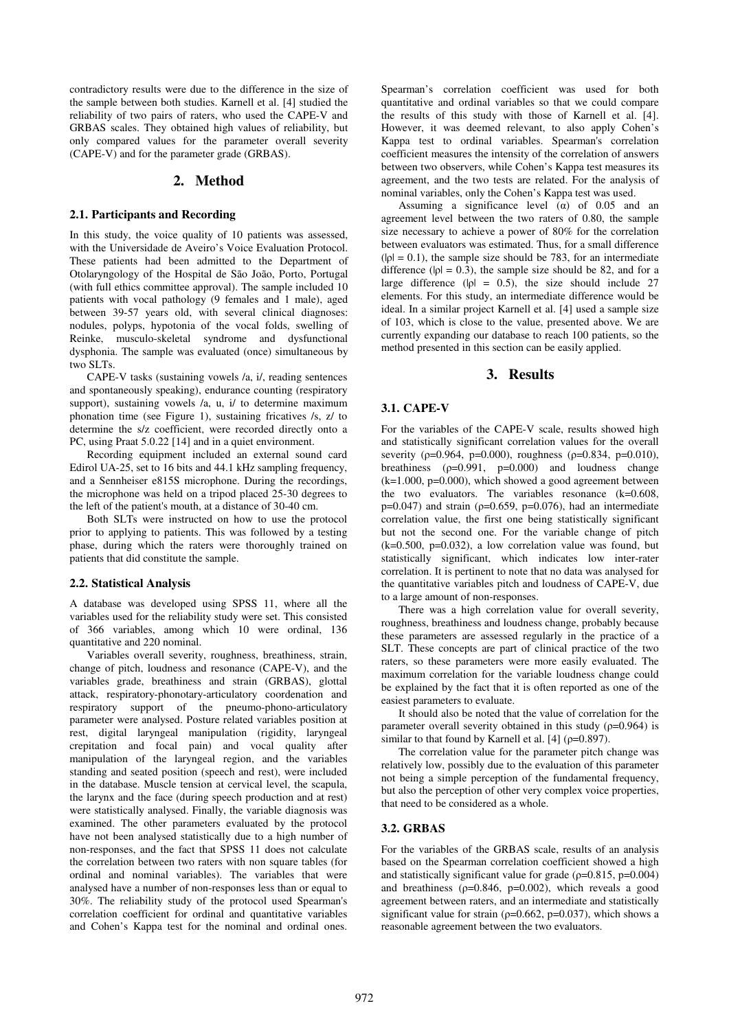contradictory results were due to the difference in the size of the sample between both studies. Karnell et al. [4] studied the reliability of two pairs of raters, who used the CAPE-V and GRBAS scales. They obtained high values of reliability, but only compared values for the parameter overall severity (CAPE-V) and for the parameter grade (GRBAS).

## 2. Method

### 2.1. Participants and Recording

In this study, the voice quality of 10 patients was assessed, with the Universidade de Aveiro's Voice Evaluation Protocol. These patients had been admitted to the Department of Otolaryngology of the Hospital de São João, Porto, Portugal (with full ethics committee approval). The sample included 10 patients with vocal pathology (9 females and 1 male), aged between 39-57 years old, with several clinical diagnoses: nodules, polyps, hypotonia of the vocal folds, swelling of Reinke, musculo-skeletal syndrome and dysfunctional dysphonia. The sample was evaluated (once) simultaneous by two SLTs.

CAPE-V tasks (sustaining vowels /a, i/, reading sentences and spontaneously speaking), endurance counting (respiratory support), sustaining vowels /a, u, i/ to determine maximum phonation time (see Figure 1), sustaining fricatives /s, z/ to determine the s/z coefficient, were recorded directly onto a PC, using Praat 5.0.22 [14] and in a quiet environment.

Recording equipment included an external sound card Edirol UA-25, set to 16 bits and 44.1 kHz sampling frequency, and a Sennheiser e815S microphone. During the recordings, the microphone was held on a tripod placed 25-30 degrees to the left of the patient's mouth, at a distance of 30-40 cm.

Both SLTs were instructed on how to use the protocol prior to applying to patients. This was followed by a testing phase, during which the raters were thoroughly trained on patients that did constitute the sample.

### 2.2. Statistical Analysis

A database was developed using SPSS 11, where all the variables used for the reliability study were set. This consisted of 366 variables, among which 10 were ordinal, 136 quantitative and 220 nominal.

Variables overall severity, roughness, breathiness, strain, change of pitch, loudness and resonance (CAPE-V), and the variables grade, breathiness and strain (GRBAS), glottal attack, respiratory-phonotary-articulatory coordenation and respiratory support of the pneumo-phono-articulatory parameter were analysed. Posture related variables position at rest, digital laryngeal manipulation (rigidity, laryngeal crepitation and focal pain) and vocal quality after manipulation of the laryngeal region, and the variables standing and seated position (speech and rest), were included in the database. Muscle tension at cervical level, the scapula, the larynx and the face (during speech production and at rest) were statistically analysed. Finally, the variable diagnosis was examined. The other parameters evaluated by the protocol have not been analysed statistically due to a high number of non-responses, and the fact that SPSS 11 does not calculate the correlation between two raters with non square tables (for ordinal and nominal variables). The variables that were analysed have a number of non-responses less than or equal to 30%. The reliability study of the protocol used Spearman's correlation coefficient for ordinal and quantitative variables and Cohen's Kappa test for the nominal and ordinal ones. Spearman's correlation coefficient was used for both quantitative and ordinal variables so that we could compare the results of this study with those of Karnell et al. [4]. However, it was deemed relevant, to also apply Cohen's Kappa test to ordinal variables. Spearman's correlation coefficient measures the intensity of the correlation of answers between two observers, while Cohen's Kappa test measures its agreement, and the two tests are related. For the analysis of nominal variables, only the Cohen's Kappa test was used.

Assuming a significance level ($\alpha$) of 0.05 and an agreement level between the two raters of 0.80, the sample size necessary to achieve a power of 80% for the correlation between evaluators was estimated. Thus, for a small difference ($|\rho| = 0.1$), the sample size should be 783, for an intermediate difference ($|\rho| = 0.3$), the sample size should be 82, and for a large difference ($|\rho| = 0.5$), the size should include 27 elements. For this study, an intermediate difference would be ideal. In a similar project Karnell et al. [4] used a sample size of 103, which is close to the value, presented above. We are currently expanding our database to reach 100 patients, so the method presented in this section can be easily applied.

## 3. Results

### 3.1. CAPE-V

For the variables of the CAPE-V scale, results showed high and statistically significant correlation values for the overall severity ($\rho$=0.964, p=0.000), roughness ($\rho$=0.834, p=0.010), breathiness ($\rho$=0.991, p=0.000) and loudness change (k=1.000, p=0.000), which showed a good agreement between the two evaluators. The variables resonance (k=0.608, p=0.047) and strain ($\rho$=0.659, p=0.076), had an intermediate correlation value, the first one being statistically significant but not the second one. For the variable change of pitch (k=0.500, p=0.032), a low correlation value was found, but statistically significant, which indicates low inter-rater correlation. It is pertinent to note that no data was analysed for the quantitative variables pitch and loudness of CAPE-V, due to a large amount of non-responses.

There was a high correlation value for overall severity, roughness, breathiness and loudness change, probably because these parameters are assessed regularly in the practice of a SLT. These concepts are part of clinical practice of the two raters, so these parameters were more easily evaluated. The maximum correlation for the variable loudness change could be explained by the fact that it is often reported as one of the easiest parameters to evaluate.

It should also be noted that the value of correlation for the parameter overall severity obtained in this study ($\rho$=0.964) is similar to that found by Karnell et al. [4] ($\rho$=0.897).

The correlation value for the parameter pitch change was relatively low, possibly due to the evaluation of this parameter not being a simple perception of the fundamental frequency, but also the perception of other very complex voice properties, that need to be considered as a whole.

### 3.2. GRBAS

For the variables of the GRBAS scale, results of an analysis based on the Spearman correlation coefficient showed a high and statistically significant value for grade ($\rho$=0.815, p=0.004) and breathiness ($\rho$=0.846, p=0.002), which reveals a good agreement between raters, and an intermediate and statistically significant value for strain ($\rho$=0.662, p=0.037), which shows a reasonable agreement between the two evaluators.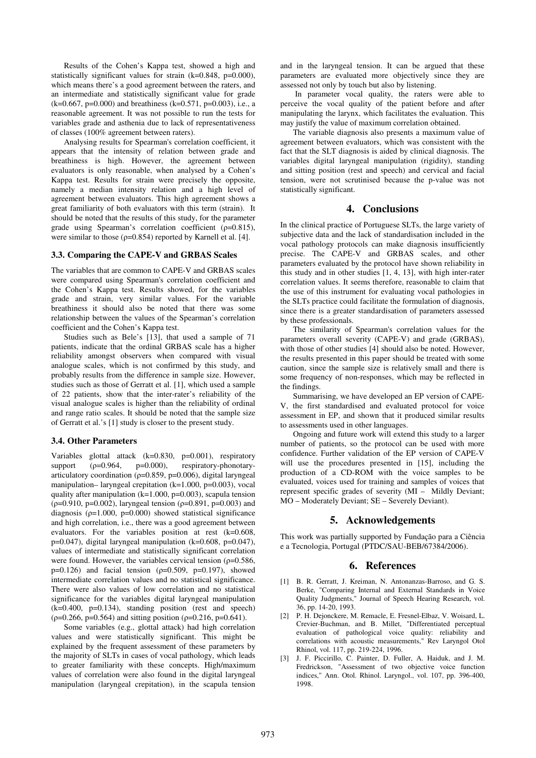Results of the Cohen's Kappa test, showed a high and statistically significant values for strain (k=0.848, p=0.000), which means there's a good agreement between the raters, and an intermediate and statistically significant value for grade (k=0.667, p=0.000) and breathiness (k=0.571, p=0.003), i.e., a reasonable agreement. It was not possible to run the tests for variables grade and asthenia due to lack of representativeness of classes (100% agreement between raters).

Analysing results for Spearman's correlation coefficient, it appears that the intensity of relation between grade and breathiness is high. However, the agreement between evaluators is only reasonable, when analysed by a Cohen's Kappa test. Results for strain were precisely the opposite, namely a median intensity relation and a high level of agreement between evaluators. This high agreement shows a great familiarity of both evaluators with this term (strain). It should be noted that the results of this study, for the parameter grade using Spearman's correlation coefficient (ρ=0.815), were similar to those (ρ=0.854) reported by Karnell et al. [4].

### 3.3. Comparing the CAPE-V and GRBAS Scales

The variables that are common to CAPE-V and GRBAS scales were compared using Spearman's correlation coefficient and the Cohen's Kappa test. Results showed, for the variables grade and strain, very similar values. For the variable breathiness it should also be noted that there was some relationship between the values of the Spearman's correlation coefficient and the Cohen's Kappa test.

Studies such as Bele's [13], that used a sample of 71 patients, indicate that the ordinal GRBAS scale has a higher reliability amongst observers when compared with visual analogue scales, which is not confirmed by this study, and probably results from the difference in sample size. However, studies such as those of Gerratt et al. [1], which used a sample of 22 patients, show that the inter-rater's reliability of the visual analogue scales is higher than the reliability of ordinal and range ratio scales. It should be noted that the sample size of Gerratt et al.'s [1] study is closer to the present study.

### 3.4. Other Parameters

Variables glottal attack (k=0.830, p=0.001), respiratory support (ρ=0.964, p=0.000), respiratory-phonotary-articulatory coordination (ρ=0.859, p=0.006), digital laryngeal manipulation– laryngeal crepitation (k=1.000, p=0.003), vocal quality after manipulation (k=1.000, p=0.003), scapula tension (ρ=0.910, p=0.002), laryngeal tension (ρ=0.891, p=0.003) and diagnosis (ρ=1.000, p=0.000) showed statistical significance and high correlation, i.e., there was a good agreement between evaluators. For the variables position at rest (k=0.608, p=0.047), digital laryngeal manipulation (k=0.608, p=0.047), values of intermediate and statistically significant correlation were found. However, the variables cervical tension (ρ=0.586, p=0.126) and facial tension (ρ=0.509, p=0.197), showed intermediate correlation values and no statistical significance. There were also values of low correlation and no statistical significance for the variables digital laryngeal manipulation (k=0.400, p=0.134), standing position (rest and speech) (ρ=0.266, p=0.564) and sitting position (ρ=0.216, p=0.641).

Some variables (e.g., glottal attack) had high correlation values and were statistically significant. This might be explained by the frequent assessment of these parameters by the majority of SLTs in cases of vocal pathology, which leads to greater familiarity with these concepts. High/maximum values of correlation were also found in the digital laryngeal manipulation (laryngeal crepitation), in the scapula tension and in the laryngeal tension. It can be argued that these parameters are evaluated more objectively since they are assessed not only by touch but also by listening.

In parameter vocal quality, the raters were able to perceive the vocal quality of the patient before and after manipulating the larynx, which facilitates the evaluation. This may justify the value of maximum correlation obtained.

The variable diagnosis also presents a maximum value of agreement between evaluators, which was consistent with the fact that the SLT diagnosis is aided by clinical diagnosis. The variables digital laryngeal manipulation (rigidity), standing and sitting position (rest and speech) and cervical and facial tension, were not scrutinised because the p-value was not statistically significant.

## 4. Conclusions

In the clinical practice of Portuguese SLTs, the large variety of subjective data and the lack of standardisation included in the vocal pathology protocols can make diagnosis insufficiently precise. The CAPE-V and GRBAS scales, and other parameters evaluated by the protocol have shown reliability in this study and in other studies [1, 4, 13], with high inter-rater correlation values. It seems therefore, reasonable to claim that the use of this instrument for evaluating vocal pathologies in the SLTs practice could facilitate the formulation of diagnosis, since there is a greater standardisation of parameters assessed by these professionals.

The similarity of Spearman's correlation values for the parameters overall severity (CAPE-V) and grade (GRBAS), with those of other studies [4] should also be noted. However, the results presented in this paper should be treated with some caution, since the sample size is relatively small and there is some frequency of non-responses, which may be reflected in the findings.

Summarising, we have developed an EP version of CAPE-V, the first standardised and evaluated protocol for voice assessment in EP, and shown that it produced similar results to assessments used in other languages.

Ongoing and future work will extend this study to a larger number of patients, so the protocol can be used with more confidence. Further validation of the EP version of CAPE-V will use the procedures presented in [15], including the production of a CD-ROM with the voice samples to be evaluated, voices used for training and samples of voices that represent specific grades of severity (MI – Mildly Deviant; MO – Moderately Deviant; SE – Severely Deviant).

## 5. Acknowledgements

This work was partially supported by Fundação para a Ciência e a Tecnologia, Portugal (PTDC/SAU-BEB/67384/2006).

## 6. References

[1] B. R. Gerratt, J. Kreiman, N. Antonanzas-Barroso, and G. S. Berke, "Comparing Internal and External Standards in Voice Quality Judgments," Journal of Speech Hearing Research, vol. 36, pp. 14-20, 1993.

[2] P. H. Dejonckere, M. Remacle, E. Fresnel-Elbaz, V. Woisard, L. Crevier-Buchman, and B. Millet, "Differentiated perceptual evaluation of pathological voice quality: reliability and correlations with acoustic measurements," Rev Laryngol Otol Rhinol, vol. 117, pp. 219-224, 1996.

[3] J. F. Piccirillo, C. Painter, D. Fuller, A. Haiduk, and J. M. Fredrickson, "Assessment of two objective voice function indices," Ann. Otol. Rhinol. Laryngol., vol. 107, pp. 396-400, 1998.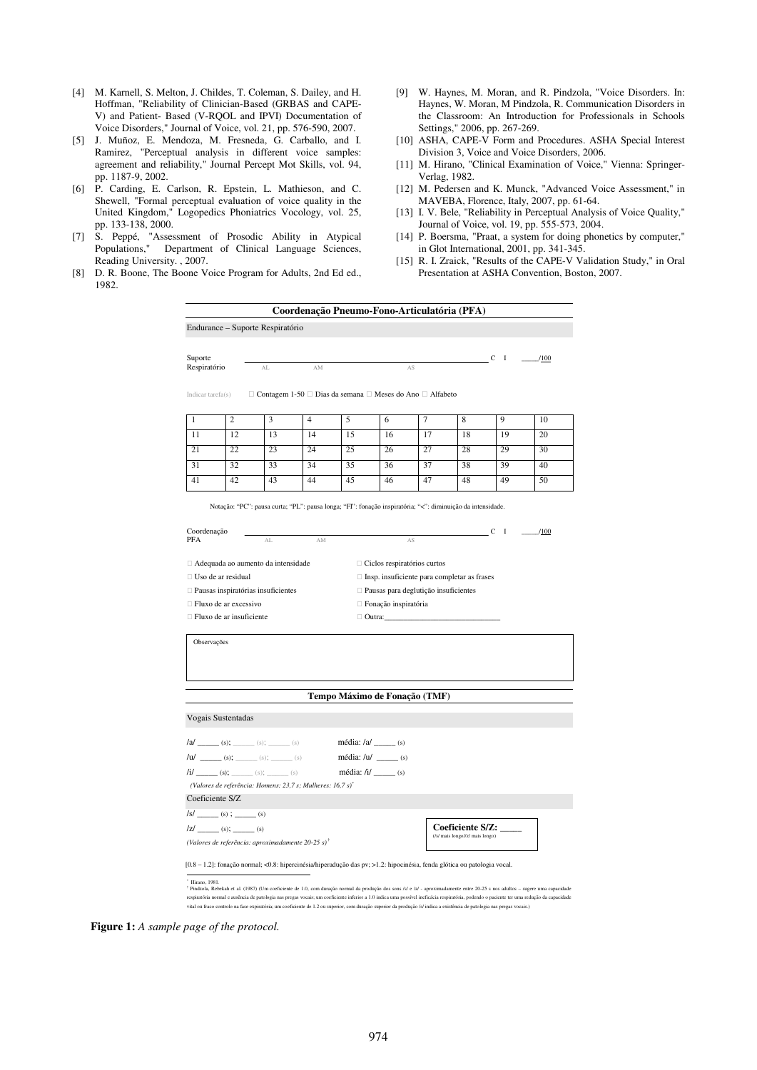[4] M. Karnell, S. Melton, J. Childes, T. Coleman, S. Dailey, and H. Hoffman, "Reliability of Clinician-Based (GRBAS and CAPE-V) and Patient- Based (V-RQOL and IPVI) Documentation of Voice Disorders," Journal of Voice, vol. 21, pp. 576-590, 2007.

[5] J. Muñoz, E. Mendoza, M. Fresneda, G. Carballo, and I. Ramirez, "Perceptual analysis in different voice samples: agreement and reliability," Journal Percept Mot Skills, vol. 94, pp. 1187-9, 2002.

[6] P. Carding, E. Carlson, R. Epstein, L. Mathieson, and C. Shewell, "Formal perceptual evaluation of voice quality in the United Kingdom," Logopedics Phoniatrics Vocology, vol. 25, pp. 133-138, 2000.

[7] S. Peppé, "Assessment of Prosodic Ability in Atypical Populations," Department of Clinical Language Sciences, Reading University. , 2007.

[8] D. R. Boone, The Boone Voice Program for Adults, 2nd Ed ed., 1982.

[9] W. Haynes, M. Moran, and R. Pindzola, "Voice Disorders. In: Haynes, W. Moran, M Pindzola, R. Communication Disorders in the Classroom: An Introduction for Professionals in Schools Settings," 2006, pp. 267-269.

[10] ASHA, CAPE-V Form and Procedures. ASHA Special Interest Division 3, Voice and Voice Disorders, 2006.

[11] M. Hirano, "Clinical Examination of Voice," Vienna: Springer-Verlag, 1982.

[12] M. Pedersen and K. Munck, "Advanced Voice Assessment," in MAVEBA, Florence, Italy, 2007, pp. 61-64.

[13] I. V. Bele, "Reliability in Perceptual Analysis of Voice Quality," Journal of Voice, vol. 19, pp. 555-573, 2004.

[14] P. Boersma, "Praat, a system for doing phonetics by computer," in Glot International, 2001, pp. 341-345.

[15] R. I. Zraick, "Results of the CAPE-V Validation Study," in Oral Presentation at ASHA Convention, Boston, 2007.

**Coordenação Pneumo-Fono-Articulatória (PFA)**

Endurance – Suporte Respiratório

Suporte Respiratório ______________________ C I ____/100
AL AM AS

Indicar tarefa(s) □ Contagem 1-50 □ Dias da semana □ Meses do Ano □ Alfabeto

| | | | | | | | | | |
|---|---|---|---|---|---|---|---|---|---|
| 1 | 2 | 3 | 4 | 5 | 6 | 7 | 8 | 9 | 10 |
| 11 | 12 | 13 | 14 | 15 | 16 | 17 | 18 | 19 | 20 |
| 21 | 22 | 23 | 24 | 25 | 26 | 27 | 28 | 29 | 30 |
| 31 | 32 | 33 | 34 | 35 | 36 | 37 | 38 | 39 | 40 |
| 41 | 42 | 43 | 44 | 45 | 46 | 47 | 48 | 49 | 50 |

Notação: "PC": pausa curta; "PL": pausa longa; "FI": fonação inspiratória; "<": diminuição da intensidade.

Coordenação PFA ______________________ C I ____/100
AL AM AS

□ Adequada ao aumento da intensidade
□ Uso de ar residual
□ Pausas inspiratórias insuficientes
□ Fluxo de ar excessivo
□ Fluxo de ar insuficiente
□ Ciclos respiratórios curtos
□ Insp. insuficiente para completar as frases
□ Pausas para deglutição insuficientes
□ Fonação inspiratória
□ Outra:____________________________

Observações

**Tempo Máximo de Fonação (TMF)**

Vogais Sustentadas

/a/ _____ (s); _____ (s); _____ (s) média: /a/ _____ (s)

/u/ _____ (s); _____ (s); _____ (s) média: /u/ _____ (s)

/i/ _____ (s); _____ (s); _____ (s) média: /i/ _____ (s)

*(Valores de referência: Homens: 23,7 s; Mulheres: 16,7 s)*[*]

Coeficiente S/Z

/s/ _____ (s) ; _____ (s)

/z/ _____ (s); _____ (s)

*(Valores de referência: aproximadamente 20-25 s)*[†]

**Coeficiente S/Z:** _____
(/s/ mais longo/z/ mais longo)

[0.8 – 1.2]: fonação normal; <0.8: hipercinésia/hiperadução das pv; >1.2: hipocinésia, fenda glótica ou patologia vocal.

[*] Hirano, 1981.
[†] Pindzola, Rebekah et al. (1987) (Um coeficiente de 1.0, com duração normal da produção dos sons /s/ e /z/ - aproximadamente entre 20-25 s nos adultos – sugere uma capacidade respiratória normal e ausência de patologia nas pregas vocais; um coeficiente inferior a 1.0 indica uma possível ineficácia respiratória, podendo o paciente ter uma redução da capacidade vital ou fraco controlo na fase expiratória; um coeficiente de 1.2 ou superior, com duração superior da produção /s/ indica a existência de patologia nas pregas vocais.)

**Figure 1:** *A sample page of the protocol.*